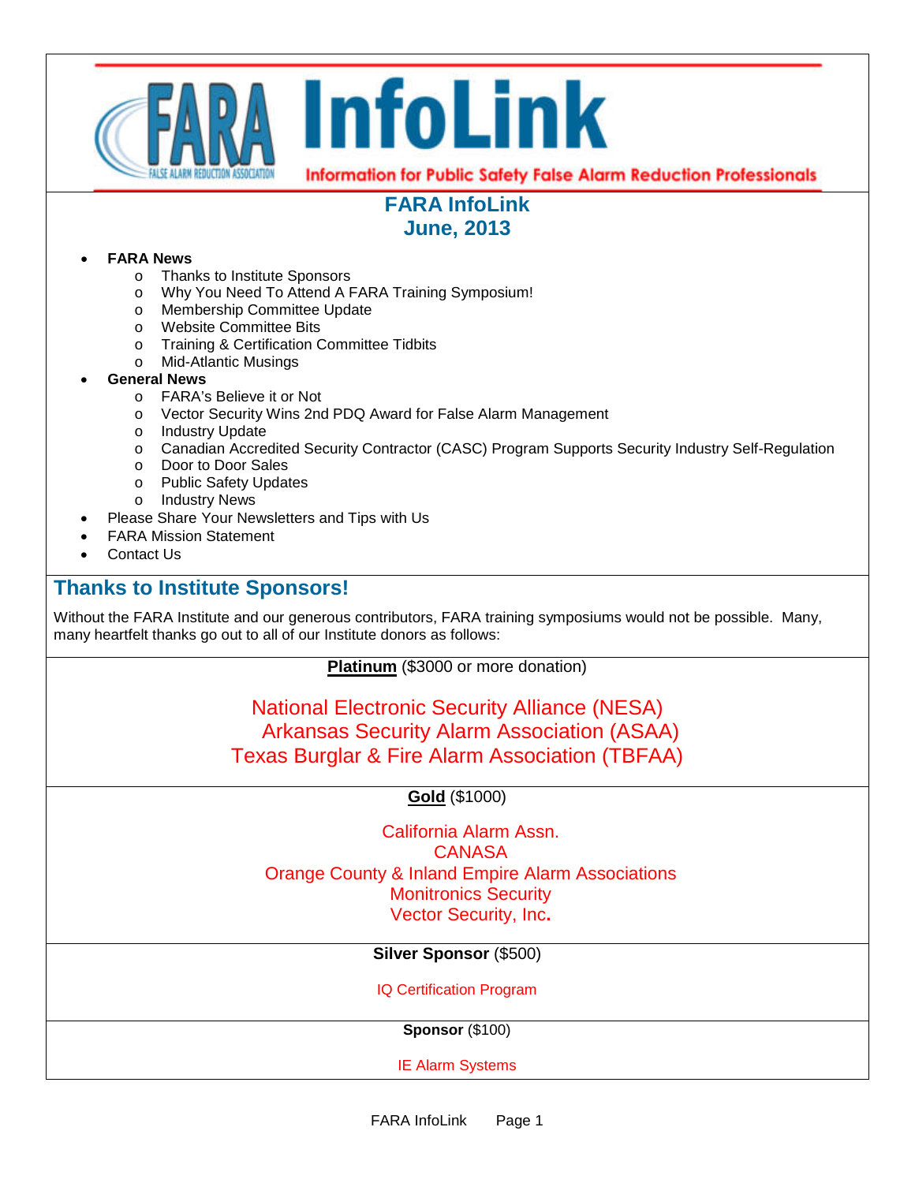# FARA InfoLink

Information for Public Safety False Alarm Reduction Professionals

## FARA InfoLink
## June, 2013

- **FARA News**
  - Thanks to Institute Sponsors
  - Why You Need To Attend A FARA Training Symposium!
  - Membership Committee Update
  - Website Committee Bits
  - Training & Certification Committee Tidbits
  - Mid-Atlantic Musings
- **General News**
  - FARA's Believe it or Not
  - Vector Security Wins 2nd PDQ Award for False Alarm Management
  - Industry Update
  - Canadian Accredited Security Contractor (CASC) Program Supports Security Industry Self-Regulation
  - Door to Door Sales
  - Public Safety Updates
  - Industry News
- Please Share Your Newsletters and Tips with Us
- FARA Mission Statement
- Contact Us

## Thanks to Institute Sponsors!

Without the FARA Institute and our generous contributors, FARA training symposiums would not be possible. Many, many heartfelt thanks go out to all of our Institute donors as follows:

**Platinum** ($3000 or more donation)

National Electronic Security Alliance (NESA)
Arkansas Security Alarm Association (ASAA)
Texas Burglar & Fire Alarm Association (TBFAA)

**Gold** ($1000)

California Alarm Assn.
CANASA
Orange County & Inland Empire Alarm Associations
Monitronics Security
Vector Security, Inc.

**Silver Sponsor** ($500)

IQ Certification Program

**Sponsor** ($100)

IE Alarm Systems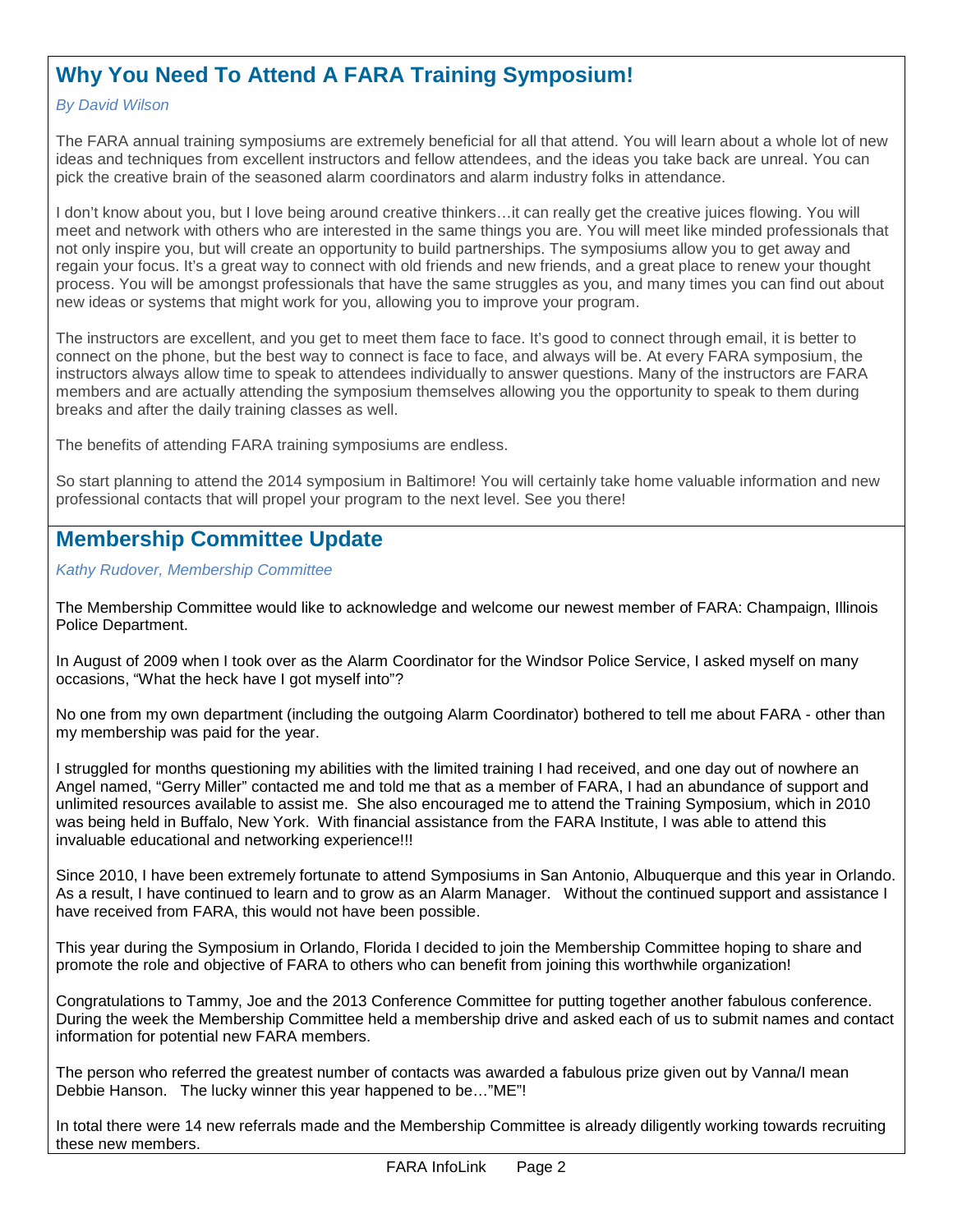## Why You Need To Attend A FARA Training Symposium!

*By David Wilson*

The FARA annual training symposiums are extremely beneficial for all that attend. You will learn about a whole lot of new ideas and techniques from excellent instructors and fellow attendees, and the ideas you take back are unreal. You can pick the creative brain of the seasoned alarm coordinators and alarm industry folks in attendance.

I don't know about you, but I love being around creative thinkers…it can really get the creative juices flowing. You will meet and network with others who are interested in the same things you are. You will meet like minded professionals that not only inspire you, but will create an opportunity to build partnerships. The symposiums allow you to get away and regain your focus. It's a great way to connect with old friends and new friends, and a great place to renew your thought process. You will be amongst professionals that have the same struggles as you, and many times you can find out about new ideas or systems that might work for you, allowing you to improve your program.

The instructors are excellent, and you get to meet them face to face. It's good to connect through email, it is better to connect on the phone, but the best way to connect is face to face, and always will be. At every FARA symposium, the instructors always allow time to speak to attendees individually to answer questions. Many of the instructors are FARA members and are actually attending the symposium themselves allowing you the opportunity to speak to them during breaks and after the daily training classes as well.

The benefits of attending FARA training symposiums are endless.

So start planning to attend the 2014 symposium in Baltimore! You will certainly take home valuable information and new professional contacts that will propel your program to the next level. See you there!

## Membership Committee Update

*Kathy Rudover, Membership Committee*

The Membership Committee would like to acknowledge and welcome our newest member of FARA: Champaign, Illinois Police Department.

In August of 2009 when I took over as the Alarm Coordinator for the Windsor Police Service, I asked myself on many occasions, "What the heck have I got myself into"?

No one from my own department (including the outgoing Alarm Coordinator) bothered to tell me about FARA - other than my membership was paid for the year.

I struggled for months questioning my abilities with the limited training I had received, and one day out of nowhere an Angel named, "Gerry Miller" contacted me and told me that as a member of FARA, I had an abundance of support and unlimited resources available to assist me. She also encouraged me to attend the Training Symposium, which in 2010 was being held in Buffalo, New York. With financial assistance from the FARA Institute, I was able to attend this invaluable educational and networking experience!!!

Since 2010, I have been extremely fortunate to attend Symposiums in San Antonio, Albuquerque and this year in Orlando. As a result, I have continued to learn and to grow as an Alarm Manager. Without the continued support and assistance I have received from FARA, this would not have been possible.

This year during the Symposium in Orlando, Florida I decided to join the Membership Committee hoping to share and promote the role and objective of FARA to others who can benefit from joining this worthwhile organization!

Congratulations to Tammy, Joe and the 2013 Conference Committee for putting together another fabulous conference. During the week the Membership Committee held a membership drive and asked each of us to submit names and contact information for potential new FARA members.

The person who referred the greatest number of contacts was awarded a fabulous prize given out by Vanna/I mean Debbie Hanson. The lucky winner this year happened to be…"ME"!

In total there were 14 new referrals made and the Membership Committee is already diligently working towards recruiting these new members.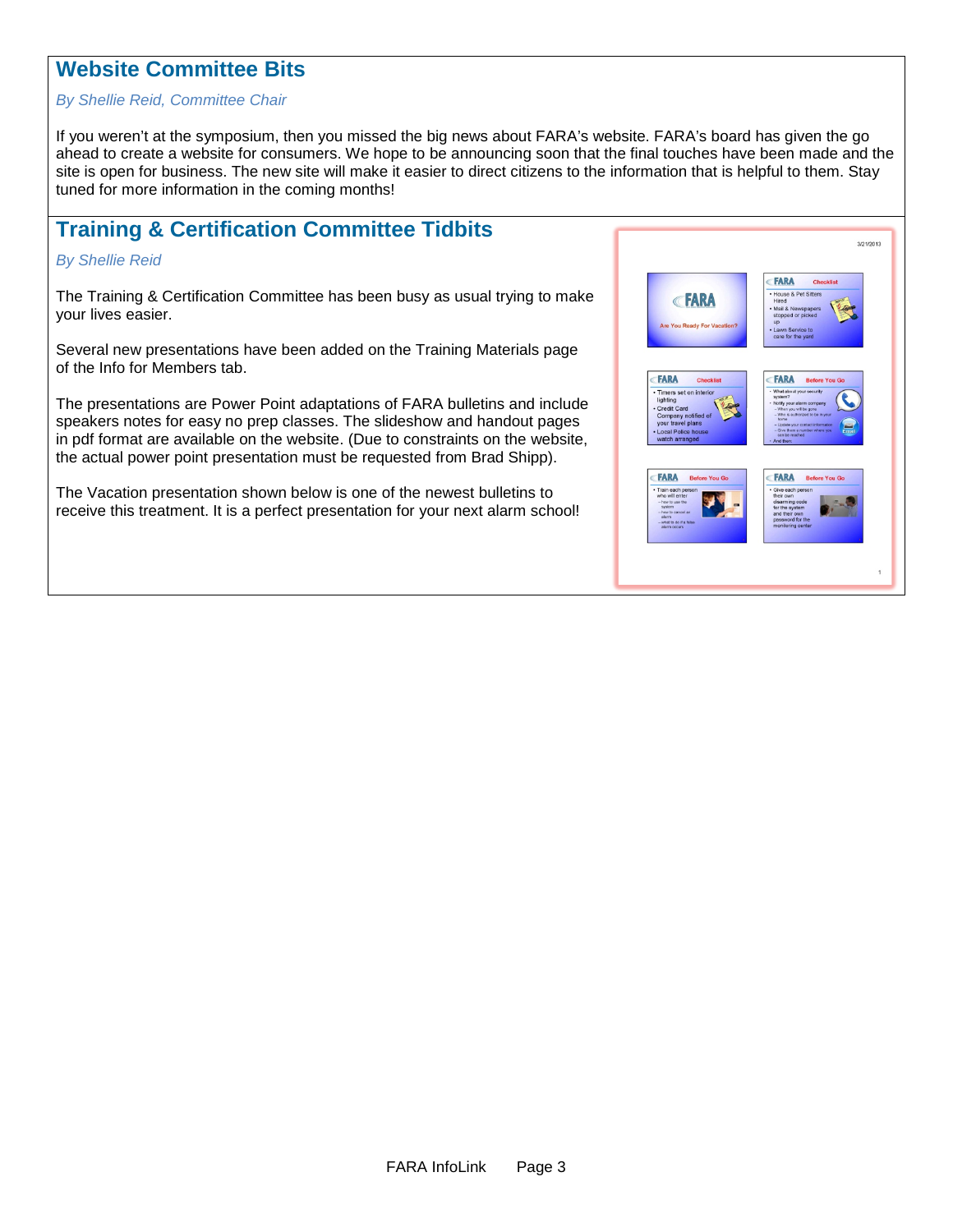## Website Committee Bits

*By Shellie Reid, Committee Chair*

If you weren't at the symposium, then you missed the big news about FARA's website. FARA's board has given the go ahead to create a website for consumers. We hope to be announcing soon that the final touches have been made and the site is open for business. The new site will make it easier to direct citizens to the information that is helpful to them. Stay tuned for more information in the coming months!

## Training & Certification Committee Tidbits

*By Shellie Reid*

The Training & Certification Committee has been busy as usual trying to make your lives easier.

Several new presentations have been added on the Training Materials page of the Info for Members tab.

The presentations are Power Point adaptations of FARA bulletins and include speakers notes for easy no prep classes. The slideshow and handout pages in pdf format are available on the website. (Due to constraints on the website, the actual power point presentation must be requested from Brad Shipp).

The Vacation presentation shown below is one of the newest bulletins to receive this treatment. It is a perfect presentation for your next alarm school!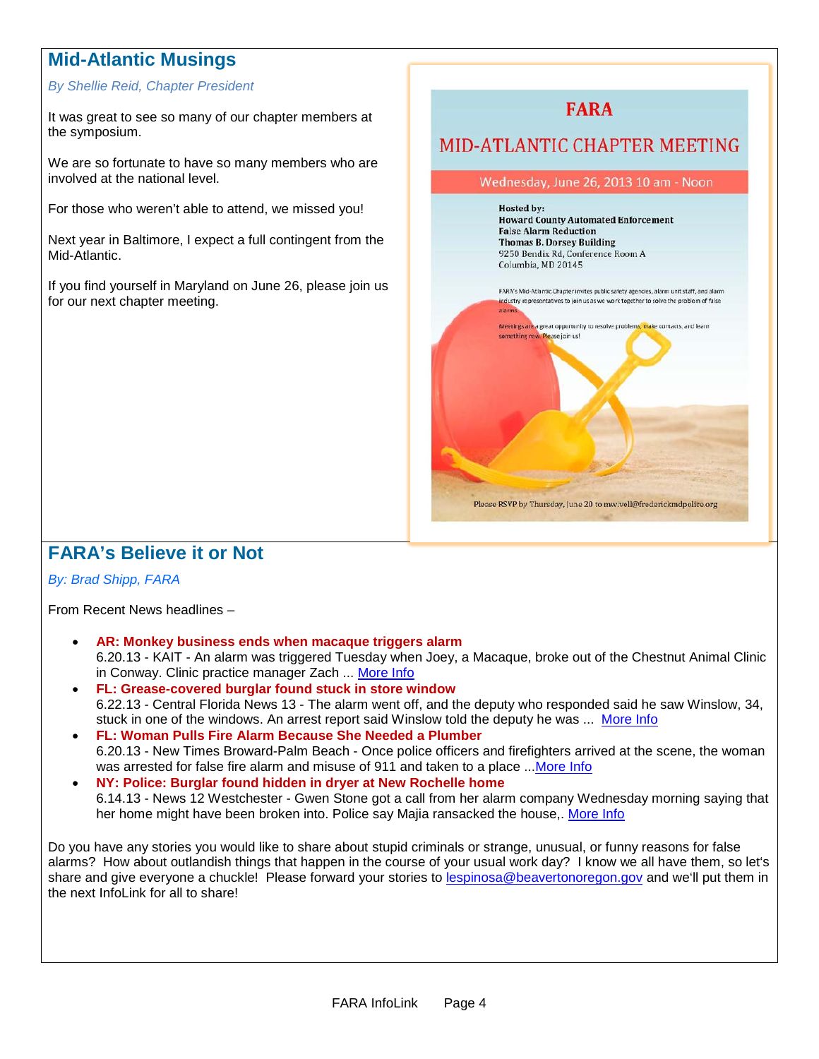## Mid-Atlantic Musings

*By Shellie Reid, Chapter President*

It was great to see so many of our chapter members at the symposium.

We are so fortunate to have so many members who are involved at the national level.

For those who weren't able to attend, we missed you!

Next year in Baltimore, I expect a full contingent from the Mid-Atlantic.

If you find yourself in Maryland on June 26, please join us for our next chapter meeting.

**FARA**

**MID-ATLANTIC CHAPTER MEETING**

Wednesday, June 26, 2013 10 am - Noon

**Hosted by:**
**Howard County Automated Enforcement**
**False Alarm Reduction**
**Thomas B. Dorsey Building**
9250 Bendix Rd, Conference Room A
Columbia, MD 20145

FARA's Mid-Atlantic Chapter invites public safety agencies, alarm unit staff, and alarm industry representatives to join us as we work together to solve the problem of false alarms.

Meetings are a great opportunity to resolve problems, make contacts, and learn something new. Please join us!

Please RSVP by Thursday, June 20 to mwivell@frederickmdpolice.org

## FARA's Believe it or Not

*By: Brad Shipp, FARA*

From Recent News headlines –

- **AR: Monkey business ends when macaque triggers alarm**
  6.20.13 - KAIT - An alarm was triggered Tuesday when Joey, a Macaque, broke out of the Chestnut Animal Clinic in Conway. Clinic practice manager Zach ... More Info
- **FL: Grease-covered burglar found stuck in store window**
  6.22.13 - Central Florida News 13 - The alarm went off, and the deputy who responded said he saw Winslow, 34, stuck in one of the windows. An arrest report said Winslow told the deputy he was ... More Info
- **FL: Woman Pulls Fire Alarm Because She Needed a Plumber**
  6.20.13 - New Times Broward-Palm Beach - Once police officers and firefighters arrived at the scene, the woman was arrested for false fire alarm and misuse of 911 and taken to a place ...More Info
- **NY: Police: Burglar found hidden in dryer at New Rochelle home**
  6.14.13 - News 12 Westchester - Gwen Stone got a call from her alarm company Wednesday morning saying that her home might have been broken into. Police say Majia ransacked the house,. More Info

Do you have any stories you would like to share about stupid criminals or strange, unusual, or funny reasons for false alarms? How about outlandish things that happen in the course of your usual work day? I know we all have them, so let's share and give everyone a chuckle! Please forward your stories to lespinosa@beavertonoregon.gov and we'll put them in the next InfoLink for all to share!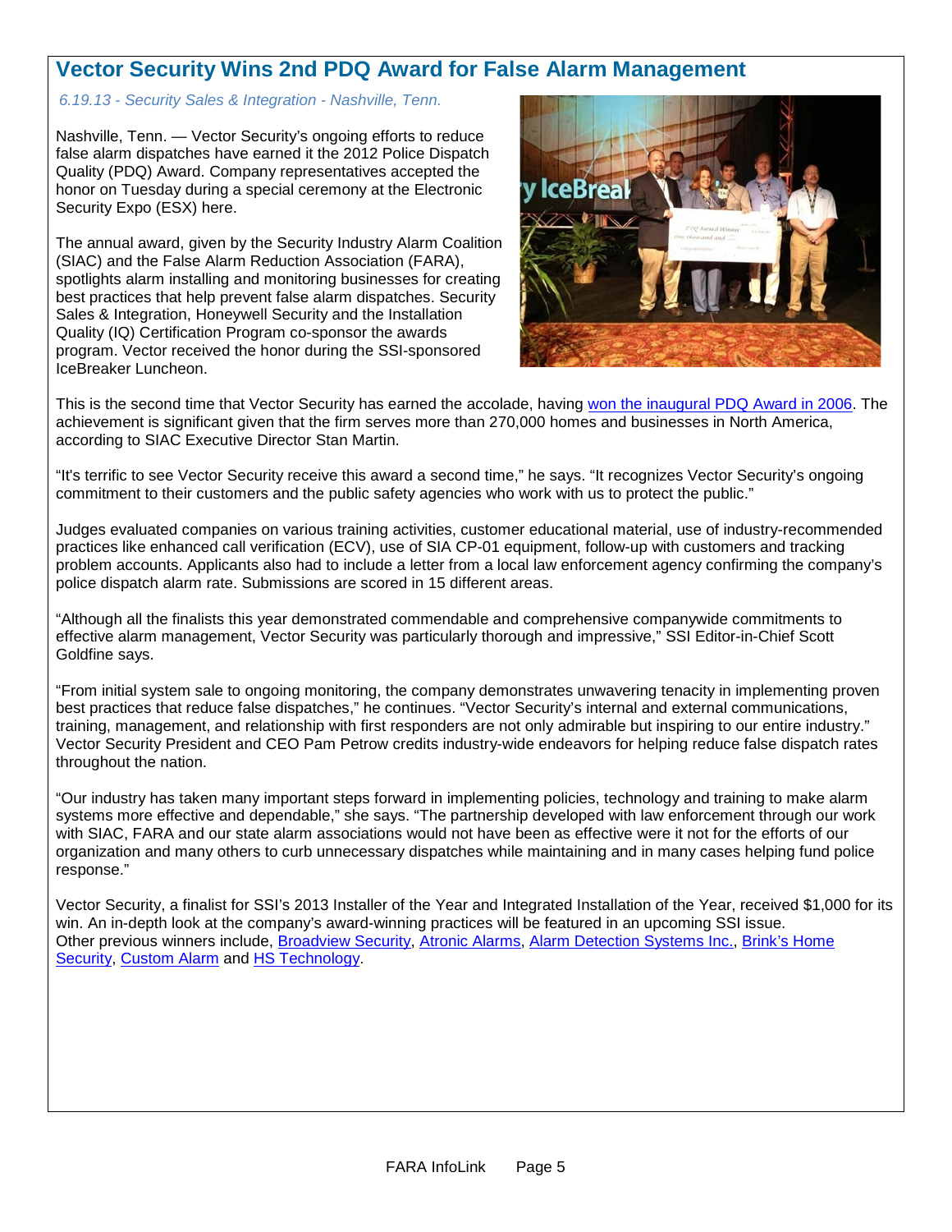# Vector Security Wins 2nd PDQ Award for False Alarm Management

*6.19.13 - Security Sales & Integration - Nashville, Tenn.*

Nashville, Tenn. — Vector Security's ongoing efforts to reduce false alarm dispatches have earned it the 2012 Police Dispatch Quality (PDQ) Award. Company representatives accepted the honor on Tuesday during a special ceremony at the Electronic Security Expo (ESX) here.

The annual award, given by the Security Industry Alarm Coalition (SIAC) and the False Alarm Reduction Association (FARA), spotlights alarm installing and monitoring businesses for creating best practices that help prevent false alarm dispatches. Security Sales & Integration, Honeywell Security and the Installation Quality (IQ) Certification Program co-sponsor the awards program. Vector received the honor during the SSI-sponsored IceBreaker Luncheon.

This is the second time that Vector Security has earned the accolade, having won the inaugural PDQ Award in 2006. The achievement is significant given that the firm serves more than 270,000 homes and businesses in North America, according to SIAC Executive Director Stan Martin.

"It's terrific to see Vector Security receive this award a second time," he says. "It recognizes Vector Security's ongoing commitment to their customers and the public safety agencies who work with us to protect the public."

Judges evaluated companies on various training activities, customer educational material, use of industry-recommended practices like enhanced call verification (ECV), use of SIA CP-01 equipment, follow-up with customers and tracking problem accounts. Applicants also had to include a letter from a local law enforcement agency confirming the company's police dispatch alarm rate. Submissions are scored in 15 different areas.

"Although all the finalists this year demonstrated commendable and comprehensive companywide commitments to effective alarm management, Vector Security was particularly thorough and impressive," SSI Editor-in-Chief Scott Goldfine says.

"From initial system sale to ongoing monitoring, the company demonstrates unwavering tenacity in implementing proven best practices that reduce false dispatches," he continues. "Vector Security's internal and external communications, training, management, and relationship with first responders are not only admirable but inspiring to our entire industry." Vector Security President and CEO Pam Petrow credits industry-wide endeavors for helping reduce false dispatch rates throughout the nation.

"Our industry has taken many important steps forward in implementing policies, technology and training to make alarm systems more effective and dependable," she says. "The partnership developed with law enforcement through our work with SIAC, FARA and our state alarm associations would not have been as effective were it not for the efforts of our organization and many others to curb unnecessary dispatches while maintaining and in many cases helping fund police response."

Vector Security, a finalist for SSI's 2013 Installer of the Year and Integrated Installation of the Year, received $1,000 for its win. An in-depth look at the company's award-winning practices will be featured in an upcoming SSI issue.
Other previous winners include, Broadview Security, Atronic Alarms, Alarm Detection Systems Inc., Brink's Home Security, Custom Alarm and HS Technology.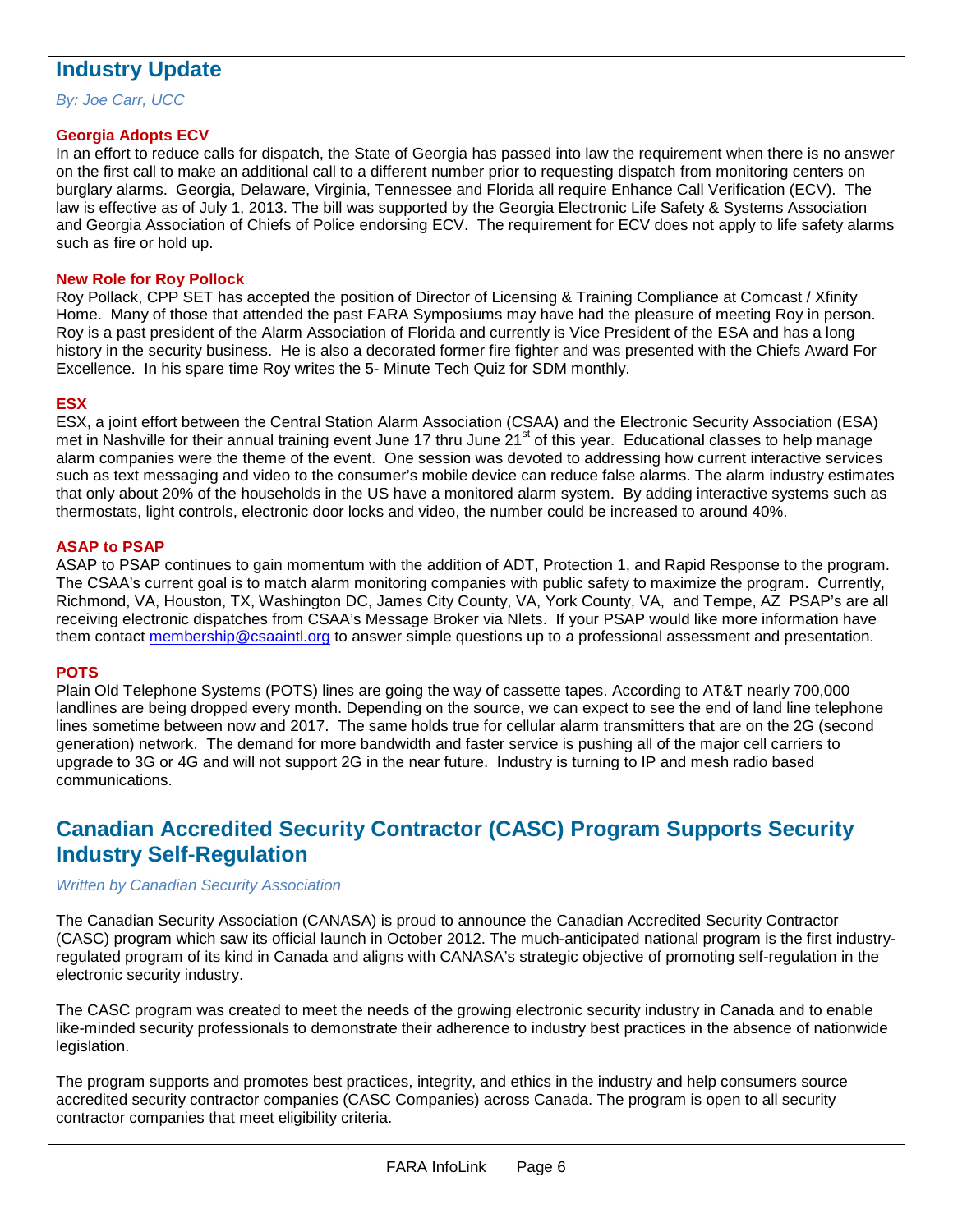## Industry Update

*By: Joe Carr, UCC*

### Georgia Adopts ECV

In an effort to reduce calls for dispatch, the State of Georgia has passed into law the requirement when there is no answer on the first call to make an additional call to a different number prior to requesting dispatch from monitoring centers on burglary alarms. Georgia, Delaware, Virginia, Tennessee and Florida all require Enhance Call Verification (ECV). The law is effective as of July 1, 2013. The bill was supported by the Georgia Electronic Life Safety & Systems Association and Georgia Association of Chiefs of Police endorsing ECV. The requirement for ECV does not apply to life safety alarms such as fire or hold up.

### New Role for Roy Pollock

Roy Pollack, CPP SET has accepted the position of Director of Licensing & Training Compliance at Comcast / Xfinity Home. Many of those that attended the past FARA Symposiums may have had the pleasure of meeting Roy in person. Roy is a past president of the Alarm Association of Florida and currently is Vice President of the ESA and has a long history in the security business. He is also a decorated former fire fighter and was presented with the Chiefs Award For Excellence. In his spare time Roy writes the 5- Minute Tech Quiz for SDM monthly.

### ESX

ESX, a joint effort between the Central Station Alarm Association (CSAA) and the Electronic Security Association (ESA) met in Nashville for their annual training event June 17 thru June 21st of this year. Educational classes to help manage alarm companies were the theme of the event. One session was devoted to addressing how current interactive services such as text messaging and video to the consumer's mobile device can reduce false alarms. The alarm industry estimates that only about 20% of the households in the US have a monitored alarm system. By adding interactive systems such as thermostats, light controls, electronic door locks and video, the number could be increased to around 40%.

### ASAP to PSAP

ASAP to PSAP continues to gain momentum with the addition of ADT, Protection 1, and Rapid Response to the program. The CSAA's current goal is to match alarm monitoring companies with public safety to maximize the program. Currently, Richmond, VA, Houston, TX, Washington DC, James City County, VA, York County, VA, and Tempe, AZ PSAP's are all receiving electronic dispatches from CSAA's Message Broker via Nlets. If your PSAP would like more information have them contact membership@csaaintl.org to answer simple questions up to a professional assessment and presentation.

### POTS

Plain Old Telephone Systems (POTS) lines are going the way of cassette tapes. According to AT&T nearly 700,000 landlines are being dropped every month. Depending on the source, we can expect to see the end of land line telephone lines sometime between now and 2017. The same holds true for cellular alarm transmitters that are on the 2G (second generation) network. The demand for more bandwidth and faster service is pushing all of the major cell carriers to upgrade to 3G or 4G and will not support 2G in the near future. Industry is turning to IP and mesh radio based communications.

## Canadian Accredited Security Contractor (CASC) Program Supports Security Industry Self-Regulation

*Written by Canadian Security Association*

The Canadian Security Association (CANASA) is proud to announce the Canadian Accredited Security Contractor (CASC) program which saw its official launch in October 2012. The much-anticipated national program is the first industry-regulated program of its kind in Canada and aligns with CANASA's strategic objective of promoting self-regulation in the electronic security industry.

The CASC program was created to meet the needs of the growing electronic security industry in Canada and to enable like-minded security professionals to demonstrate their adherence to industry best practices in the absence of nationwide legislation.

The program supports and promotes best practices, integrity, and ethics in the industry and help consumers source accredited security contractor companies (CASC Companies) across Canada. The program is open to all security contractor companies that meet eligibility criteria.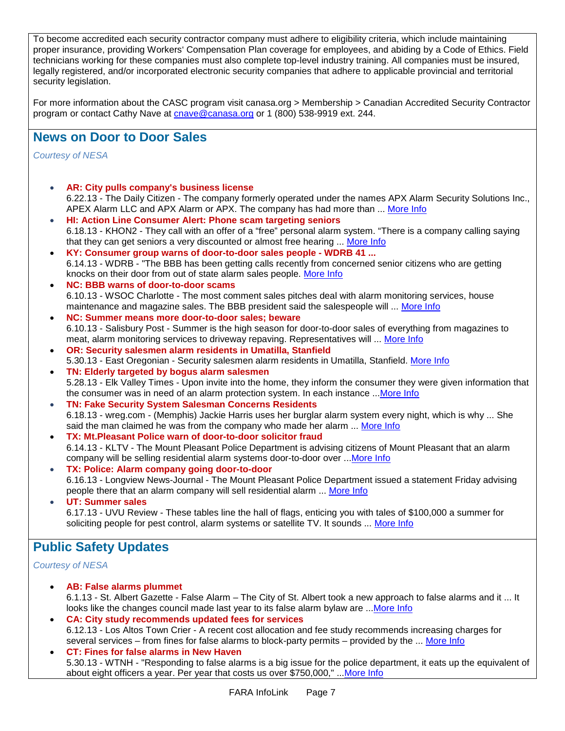To become accredited each security contractor company must adhere to eligibility criteria, which include maintaining proper insurance, providing Workers' Compensation Plan coverage for employees, and abiding by a Code of Ethics. Field technicians working for these companies must also complete top-level industry training. All companies must be insured, legally registered, and/or incorporated electronic security companies that adhere to applicable provincial and territorial security legislation.

For more information about the CASC program visit canasa.org > Membership > Canadian Accredited Security Contractor program or contact Cathy Nave at cnave@canasa.org or 1 (800) 538-9919 ext. 244.

## News on Door to Door Sales

*Courtesy of NESA*

- **AR: City pulls company's business license**
  6.22.13 - The Daily Citizen - The company formerly operated under the names APX Alarm Security Solutions Inc., APEX Alarm LLC and APX Alarm or APX. The company has had more than ... More Info
- **HI: Action Line Consumer Alert: Phone scam targeting seniors**
  6.18.13 - KHON2 - They call with an offer of a "free" personal alarm system. "There is a company calling saying that they can get seniors a very discounted or almost free hearing ... More Info
- **KY: Consumer group warns of door-to-door sales people - WDRB 41 ...**
  6.14.13 - WDRB - "The BBB has been getting calls recently from concerned senior citizens who are getting knocks on their door from out of state alarm sales people. More Info
- **NC: BBB warns of door-to-door scams**
  6.10.13 - WSOC Charlotte - The most comment sales pitches deal with alarm monitoring services, house maintenance and magazine sales. The BBB president said the salespeople will ... More Info
- **NC: Summer means more door-to-door sales; beware**
  6.10.13 - Salisbury Post - Summer is the high season for door-to-door sales of everything from magazines to meat, alarm monitoring services to driveway repaving. Representatives will ... More Info
- **OR: Security salesmen alarm residents in Umatilla, Stanfield**
  5.30.13 - East Oregonian - Security salesmen alarm residents in Umatilla, Stanfield. More Info
- **TN: Elderly targeted by bogus alarm salesmen**
  5.28.13 - Elk Valley Times - Upon invite into the home, they inform the consumer they were given information that the consumer was in need of an alarm protection system. In each instance ...More Info
- **TN: Fake Security System Salesman Concerns Residents**
  6.18.13 - wreg.com - (Memphis) Jackie Harris uses her burglar alarm system every night, which is why ... She said the man claimed he was from the company who made her alarm ... More Info
- **TX: Mt.Pleasant Police warn of door-to-door solicitor fraud**
  6.14.13 - KLTV - The Mount Pleasant Police Department is advising citizens of Mount Pleasant that an alarm company will be selling residential alarm systems door-to-door over ...More Info
- **TX: Police: Alarm company going door-to-door**
  6.16.13 - Longview News-Journal - The Mount Pleasant Police Department issued a statement Friday advising people there that an alarm company will sell residential alarm ... More Info
- **UT: Summer sales**
  6.17.13 - UVU Review - These tables line the hall of flags, enticing you with tales of $100,000 a summer for soliciting people for pest control, alarm systems or satellite TV. It sounds ... More Info

## Public Safety Updates

*Courtesy of NESA*

- **AB: False alarms plummet**
  6.1.13 - St. Albert Gazette - False Alarm – The City of St. Albert took a new approach to false alarms and it ... It looks like the changes council made last year to its false alarm bylaw are ...More Info
- **CA: City study recommends updated fees for services**
  6.12.13 - Los Altos Town Crier - A recent cost allocation and fee study recommends increasing charges for several services – from fines for false alarms to block-party permits – provided by the ... More Info
- **CT: Fines for false alarms in New Haven**
  5.30.13 - WTNH - "Responding to false alarms is a big issue for the police department, it eats up the equivalent of about eight officers a year. Per year that costs us over $750,000," ...More Info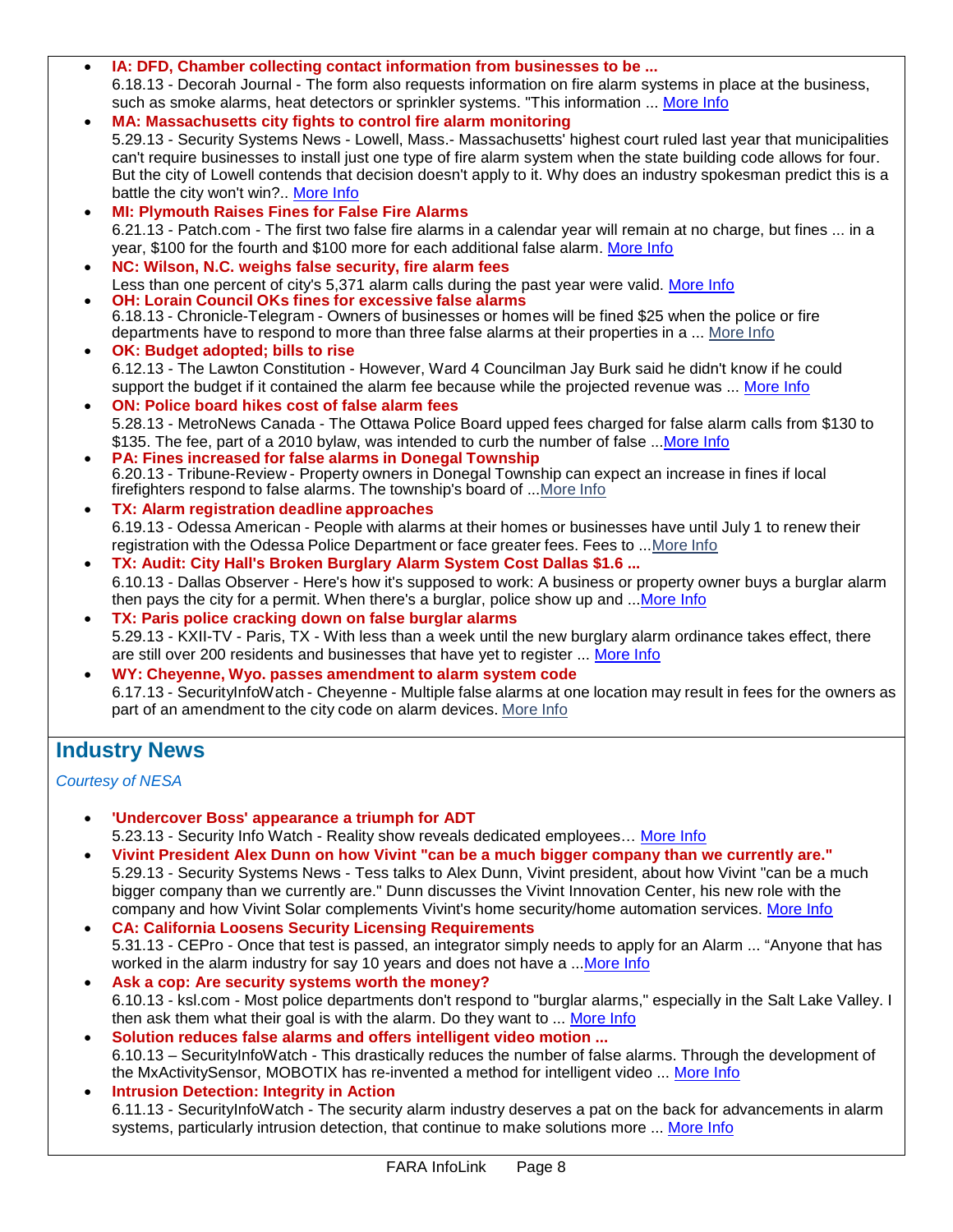- **IA: DFD, Chamber collecting contact information from businesses to be ...**
  6.18.13 - Decorah Journal - The form also requests information on fire alarm systems in place at the business, such as smoke alarms, heat detectors or sprinkler systems. "This information ... More Info
- **MA: Massachusetts city fights to control fire alarm monitoring**
  5.29.13 - Security Systems News - Lowell, Mass.- Massachusetts' highest court ruled last year that municipalities can't require businesses to install just one type of fire alarm system when the state building code allows for four. But the city of Lowell contends that decision doesn't apply to it. Why does an industry spokesman predict this is a battle the city won't win?.. More Info
- **MI: Plymouth Raises Fines for False Fire Alarms**
  6.21.13 - Patch.com - The first two false fire alarms in a calendar year will remain at no charge, but fines ... in a year, $100 for the fourth and $100 more for each additional false alarm. More Info
- **NC: Wilson, N.C. weighs false security, fire alarm fees**
  Less than one percent of city's 5,371 alarm calls during the past year were valid. More Info
- **OH: Lorain Council OKs fines for excessive false alarms**
  6.18.13 - Chronicle-Telegram - Owners of businesses or homes will be fined $25 when the police or fire departments have to respond to more than three false alarms at their properties in a ... More Info
- **OK: Budget adopted; bills to rise**
  6.12.13 - The Lawton Constitution - However, Ward 4 Councilman Jay Burk said he didn't know if he could support the budget if it contained the alarm fee because while the projected revenue was ... More Info
- **ON: Police board hikes cost of false alarm fees**
  5.28.13 - MetroNews Canada - The Ottawa Police Board upped fees charged for false alarm calls from $130 to $135. The fee, part of a 2010 bylaw, was intended to curb the number of false ...More Info
- **PA: Fines increased for false alarms in Donegal Township**
  6.20.13 - Tribune-Review - Property owners in Donegal Township can expect an increase in fines if local firefighters respond to false alarms. The township's board of ...More Info
- **TX: Alarm registration deadline approaches**
  6.19.13 - Odessa American - People with alarms at their homes or businesses have until July 1 to renew their registration with the Odessa Police Department or face greater fees. Fees to ...More Info
- **TX: Audit: City Hall's Broken Burglary Alarm System Cost Dallas $1.6 ...**
  6.10.13 - Dallas Observer - Here's how it's supposed to work: A business or property owner buys a burglar alarm then pays the city for a permit. When there's a burglar, police show up and ...More Info
- **TX: Paris police cracking down on false burglar alarms**
  5.29.13 - KXII-TV - Paris, TX - With less than a week until the new burglary alarm ordinance takes effect, there are still over 200 residents and businesses that have yet to register ... More Info
- **WY: Cheyenne, Wyo. passes amendment to alarm system code**
  6.17.13 - SecurityInfoWatch - Cheyenne - Multiple false alarms at one location may result in fees for the owners as part of an amendment to the city code on alarm devices. More Info

## Industry News

*Courtesy of NESA*

- **'Undercover Boss' appearance a triumph for ADT**
  5.23.13 - Security Info Watch - Reality show reveals dedicated employees… More Info
- **Vivint President Alex Dunn on how Vivint "can be a much bigger company than we currently are."**
  5.29.13 - Security Systems News - Tess talks to Alex Dunn, Vivint president, about how Vivint "can be a much bigger company than we currently are." Dunn discusses the Vivint Innovation Center, his new role with the company and how Vivint Solar complements Vivint's home security/home automation services. More Info
- **CA: California Loosens Security Licensing Requirements**
  5.31.13 - CEPro - Once that test is passed, an integrator simply needs to apply for an Alarm ... "Anyone that has worked in the alarm industry for say 10 years and does not have a ...More Info
- **Ask a cop: Are security systems worth the money?**
  6.10.13 - ksl.com - Most police departments don't respond to "burglar alarms," especially in the Salt Lake Valley. I then ask them what their goal is with the alarm. Do they want to ... More Info
- **Solution reduces false alarms and offers intelligent video motion ...**
  6.10.13 – SecurityInfoWatch - This drastically reduces the number of false alarms. Through the development of the MxActivitySensor, MOBOTIX has re-invented a method for intelligent video ... More Info
- **Intrusion Detection: Integrity in Action**
  6.11.13 - SecurityInfoWatch - The security alarm industry deserves a pat on the back for advancements in alarm systems, particularly intrusion detection, that continue to make solutions more ... More Info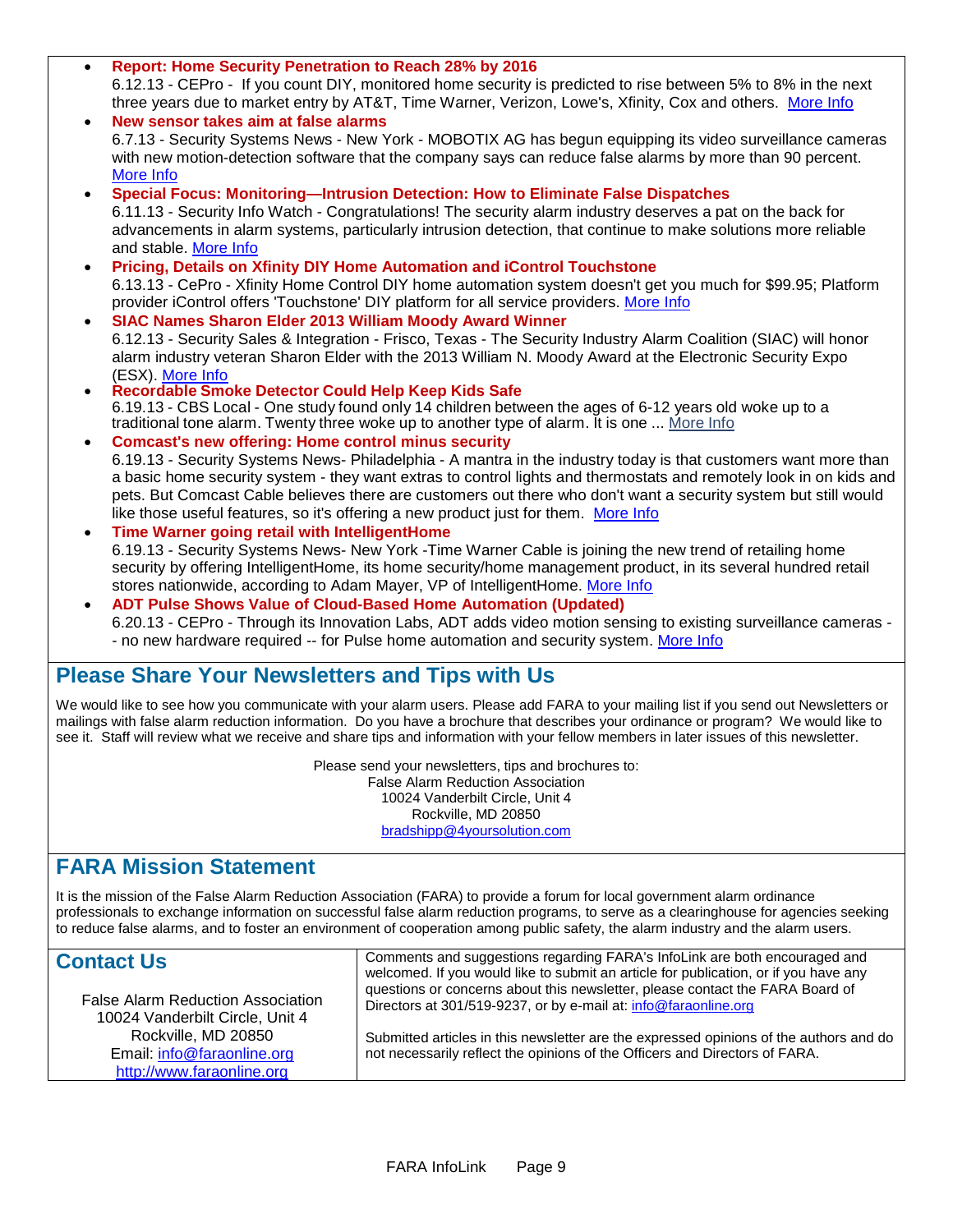- **Report: Home Security Penetration to Reach 28% by 2016**
  6.12.13 - CEPro - If you count DIY, monitored home security is predicted to rise between 5% to 8% in the next three years due to market entry by AT&T, Time Warner, Verizon, Lowe's, Xfinity, Cox and others. More Info
- **New sensor takes aim at false alarms**
  6.7.13 - Security Systems News - New York - MOBOTIX AG has begun equipping its video surveillance cameras with new motion-detection software that the company says can reduce false alarms by more than 90 percent. More Info
- **Special Focus: Monitoring—Intrusion Detection: How to Eliminate False Dispatches**
  6.11.13 - Security Info Watch - Congratulations! The security alarm industry deserves a pat on the back for advancements in alarm systems, particularly intrusion detection, that continue to make solutions more reliable and stable. More Info
- **Pricing, Details on Xfinity DIY Home Automation and iControl Touchstone**
  6.13.13 - CePro - Xfinity Home Control DIY home automation system doesn't get you much for $99.95; Platform provider iControl offers 'Touchstone' DIY platform for all service providers. More Info
- **SIAC Names Sharon Elder 2013 William Moody Award Winner**
  6.12.13 - Security Sales & Integration - Frisco, Texas - The Security Industry Alarm Coalition (SIAC) will honor alarm industry veteran Sharon Elder with the 2013 William N. Moody Award at the Electronic Security Expo (ESX). More Info
- **Recordable Smoke Detector Could Help Keep Kids Safe**
  6.19.13 - CBS Local - One study found only 14 children between the ages of 6-12 years old woke up to a traditional tone alarm. Twenty three woke up to another type of alarm. It is one ... More Info
- **Comcast's new offering: Home control minus security**
  6.19.13 - Security Systems News- Philadelphia - A mantra in the industry today is that customers want more than a basic home security system - they want extras to control lights and thermostats and remotely look in on kids and pets. But Comcast Cable believes there are customers out there who don't want a security system but still would like those useful features, so it's offering a new product just for them. More Info
- **Time Warner going retail with IntelligentHome**
  6.19.13 - Security Systems News- New York -Time Warner Cable is joining the new trend of retailing home security by offering IntelligentHome, its home security/home management product, in its several hundred retail stores nationwide, according to Adam Mayer, VP of IntelligentHome. More Info
- **ADT Pulse Shows Value of Cloud-Based Home Automation (Updated)**
  6.20.13 - CEPro - Through its Innovation Labs, ADT adds video motion sensing to existing surveillance cameras -- no new hardware required -- for Pulse home automation and security system. More Info

## Please Share Your Newsletters and Tips with Us

We would like to see how you communicate with your alarm users. Please add FARA to your mailing list if you send out Newsletters or mailings with false alarm reduction information. Do you have a brochure that describes your ordinance or program? We would like to see it. Staff will review what we receive and share tips and information with your fellow members in later issues of this newsletter.

Please send your newsletters, tips and brochures to:
False Alarm Reduction Association
10024 Vanderbilt Circle, Unit 4
Rockville, MD 20850
bradshipp@4yoursolution.com

## FARA Mission Statement

It is the mission of the False Alarm Reduction Association (FARA) to provide a forum for local government alarm ordinance professionals to exchange information on successful false alarm reduction programs, to serve as a clearinghouse for agencies seeking to reduce false alarms, and to foster an environment of cooperation among public safety, the alarm industry and the alarm users.

## Contact Us

False Alarm Reduction Association
10024 Vanderbilt Circle, Unit 4
Rockville, MD 20850
Email: info@faraonline.org
http://www.faraonline.org

Comments and suggestions regarding FARA's InfoLink are both encouraged and welcomed. If you would like to submit an article for publication, or if you have any questions or concerns about this newsletter, please contact the FARA Board of Directors at 301/519-9237, or by e-mail at: info@faraonline.org

Submitted articles in this newsletter are the expressed opinions of the authors and do not necessarily reflect the opinions of the Officers and Directors of FARA.